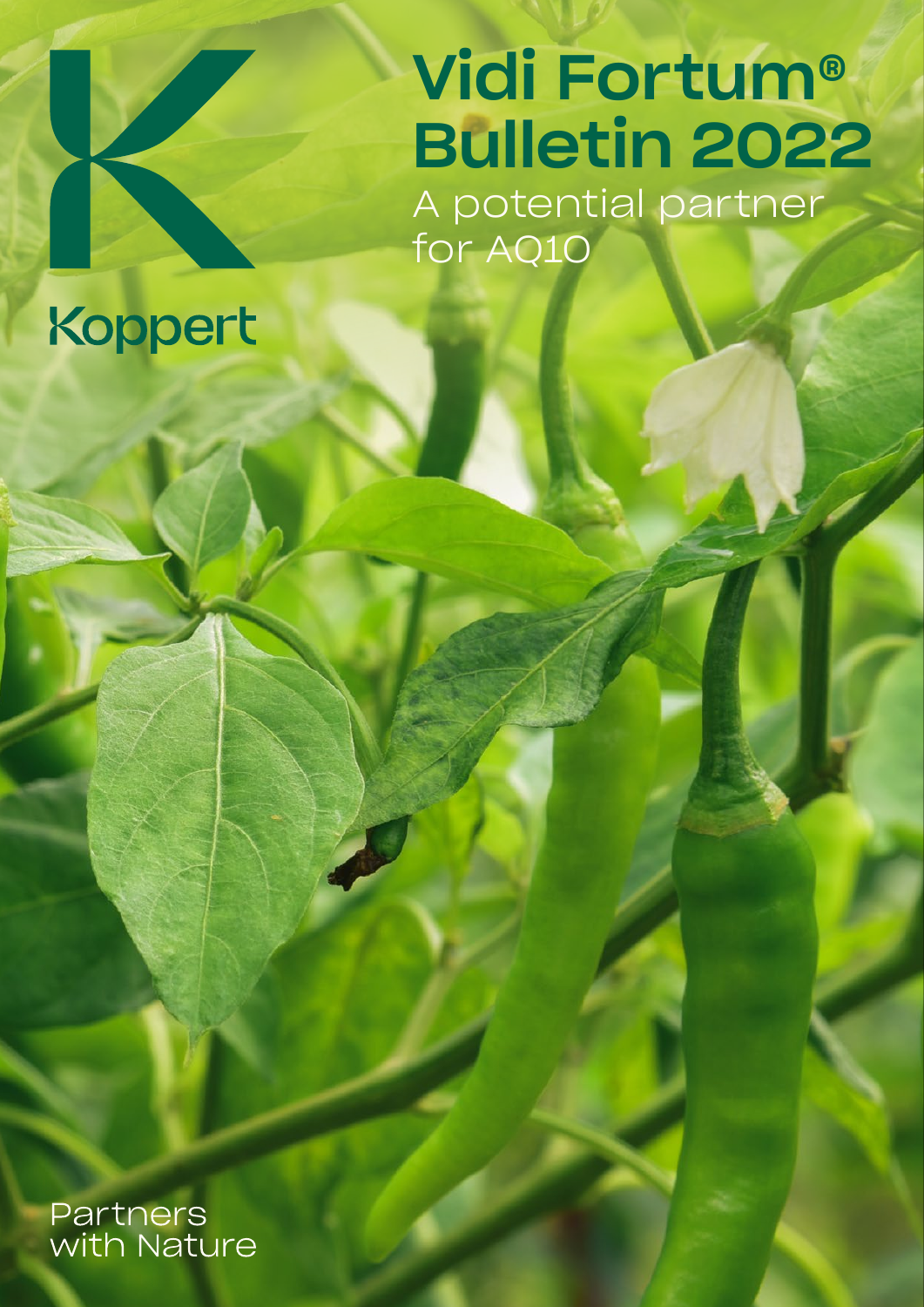Koppert

# Vidi Fortum® Bulletin 2022

A potential partner for AQ10

Partners with Nature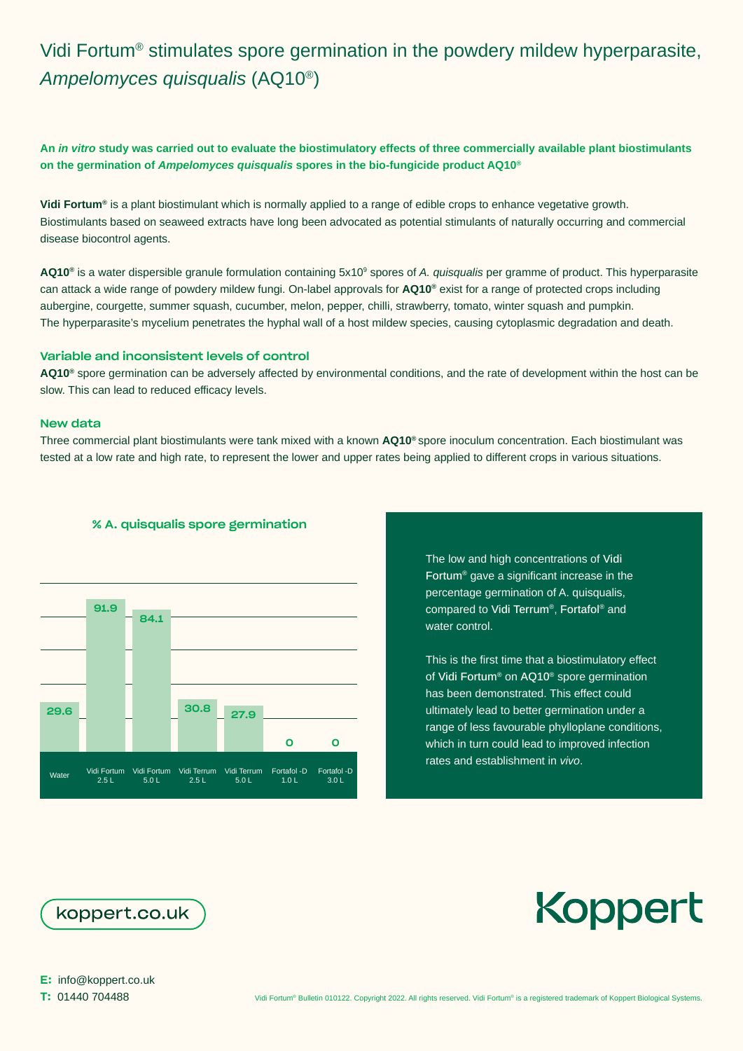# Vidi Fortum® stimulates spore germination in the powdery mildew hyperparasite, *Ampelomyces quisqualis* (AQ10®)

**An *in vitro* study was carried out to evaluate the biostimulatory effects of three commercially available plant biostimulants on the germination of *Ampelomyces quisqualis* spores in the bio-fungicide product AQ10®**

**Vidi Fortum®** is a plant biostimulant which is normally applied to a range of edible crops to enhance vegetative growth. Biostimulants based on seaweed extracts have long been advocated as potential stimulants of naturally occurring and commercial disease biocontrol agents.

**AQ10®** is a water dispersible granule formulation containing $5x10^9$ spores of *A. quisqualis* per gramme of product. This hyperparasite can attack a wide range of powdery mildew fungi. On-label approvals for **AQ10®** exist for a range of protected crops including aubergine, courgette, summer squash, cucumber, melon, pepper, chilli, strawberry, tomato, winter squash and pumpkin. The hyperparasite's mycelium penetrates the hyphal wall of a host mildew species, causing cytoplasmic degradation and death.

## Variable and inconsistent levels of control

**AQ10®** spore germination can be adversely affected by environmental conditions, and the rate of development within the host can be slow. This can lead to reduced efficacy levels.

## New data

Three commercial plant biostimulants were tank mixed with a known **AQ10®** spore inoculum concentration. Each biostimulant was tested at a low rate and high rate, to represent the lower and upper rates being applied to different crops in various situations.

**% A. quisqualis spore germination**

29.6
91.9
84.1
30.8
27.9
0
0

Water
Vidi Fortum 2.5 L
Vidi Fortum 5.0 L
Vidi Terrum 2.5 L
Vidi Terrum 5.0 L
Fortafol -D 1.0 L
Fortafol -D 3.0 L

The low and high concentrations of Vidi Fortum® gave a significant increase in the percentage germination of A. quisqualis, compared to Vidi Terrum®, Fortafol® and water control.

This is the first time that a biostimulatory effect of Vidi Fortum® on AQ10® spore germination has been demonstrated. This effect could ultimately lead to better germination under a range of less favourable phylloplane conditions, which in turn could lead to improved infection rates and establishment in *vivo*.

koppert.co.uk

Koppert

**E:** info@koppert.co.uk
**T:** 01440 704488

Vidi Fortum® Bulletin 010122. Copyright 2022. All rights reserved. Vidi Fortum® is a registered trademark of Koppert Biological Systems.